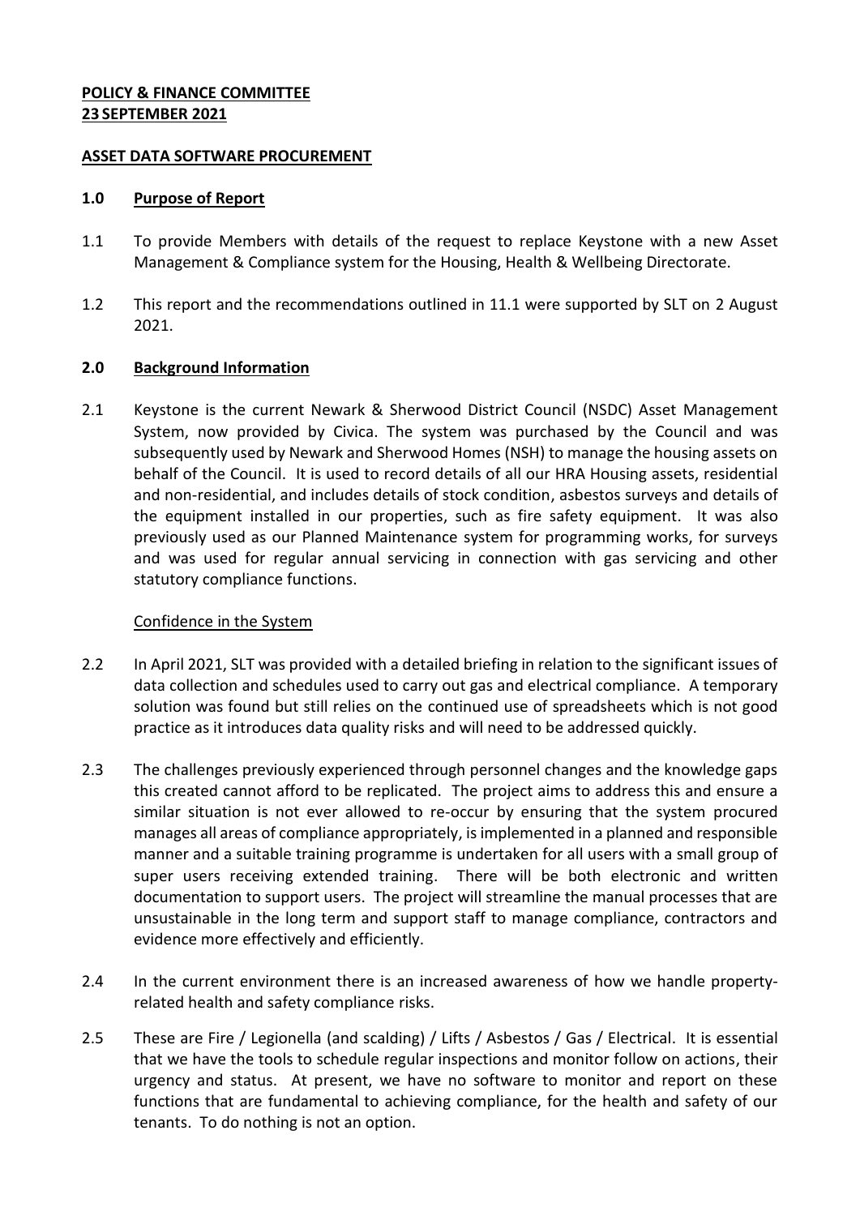**POLICY & FINANCE COMMITTEE**
**23 SEPTEMBER 2021**

**ASSET DATA SOFTWARE PROCUREMENT**

## 1.0 Purpose of Report

1.1 To provide Members with details of the request to replace Keystone with a new Asset Management & Compliance system for the Housing, Health & Wellbeing Directorate.

1.2 This report and the recommendations outlined in 11.1 were supported by SLT on 2 August 2021.

## 2.0 Background Information

2.1 Keystone is the current Newark & Sherwood District Council (NSDC) Asset Management System, now provided by Civica. The system was purchased by the Council and was subsequently used by Newark and Sherwood Homes (NSH) to manage the housing assets on behalf of the Council. It is used to record details of all our HRA Housing assets, residential and non-residential, and includes details of stock condition, asbestos surveys and details of the equipment installed in our properties, such as fire safety equipment. It was also previously used as our Planned Maintenance system for programming works, for surveys and was used for regular annual servicing in connection with gas servicing and other statutory compliance functions.

Confidence in the System

2.2 In April 2021, SLT was provided with a detailed briefing in relation to the significant issues of data collection and schedules used to carry out gas and electrical compliance. A temporary solution was found but still relies on the continued use of spreadsheets which is not good practice as it introduces data quality risks and will need to be addressed quickly.

2.3 The challenges previously experienced through personnel changes and the knowledge gaps this created cannot afford to be replicated. The project aims to address this and ensure a similar situation is not ever allowed to re-occur by ensuring that the system procured manages all areas of compliance appropriately, is implemented in a planned and responsible manner and a suitable training programme is undertaken for all users with a small group of super users receiving extended training. There will be both electronic and written documentation to support users. The project will streamline the manual processes that are unsustainable in the long term and support staff to manage compliance, contractors and evidence more effectively and efficiently.

2.4 In the current environment there is an increased awareness of how we handle property-related health and safety compliance risks.

2.5 These are Fire / Legionella (and scalding) / Lifts / Asbestos / Gas / Electrical. It is essential that we have the tools to schedule regular inspections and monitor follow on actions, their urgency and status. At present, we have no software to monitor and report on these functions that are fundamental to achieving compliance, for the health and safety of our tenants. To do nothing is not an option.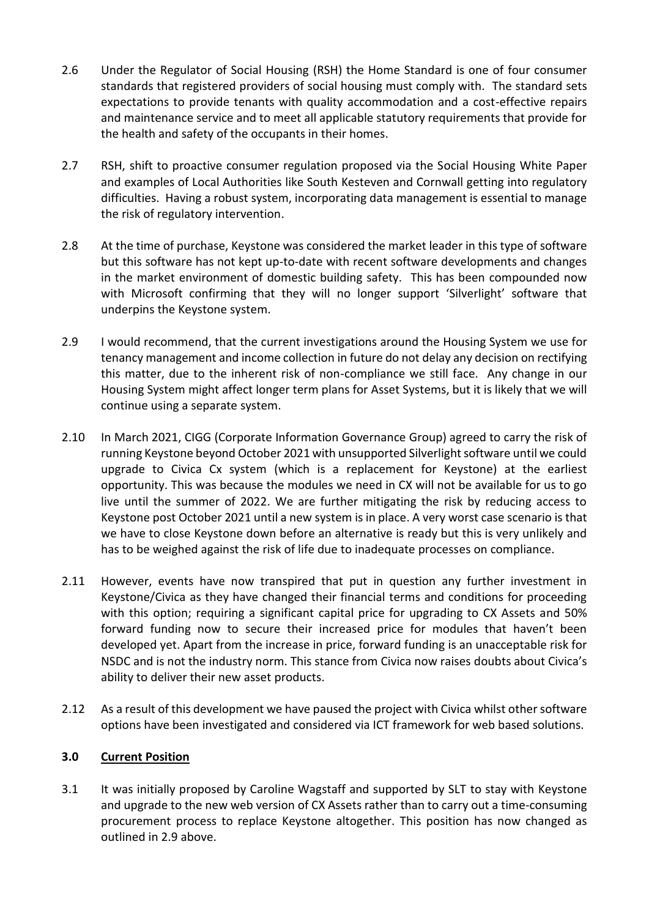2.6 Under the Regulator of Social Housing (RSH) the Home Standard is one of four consumer standards that registered providers of social housing must comply with. The standard sets expectations to provide tenants with quality accommodation and a cost-effective repairs and maintenance service and to meet all applicable statutory requirements that provide for the health and safety of the occupants in their homes.

2.7 RSH, shift to proactive consumer regulation proposed via the Social Housing White Paper and examples of Local Authorities like South Kesteven and Cornwall getting into regulatory difficulties. Having a robust system, incorporating data management is essential to manage the risk of regulatory intervention.

2.8 At the time of purchase, Keystone was considered the market leader in this type of software but this software has not kept up-to-date with recent software developments and changes in the market environment of domestic building safety. This has been compounded now with Microsoft confirming that they will no longer support 'Silverlight' software that underpins the Keystone system.

2.9 I would recommend, that the current investigations around the Housing System we use for tenancy management and income collection in future do not delay any decision on rectifying this matter, due to the inherent risk of non-compliance we still face. Any change in our Housing System might affect longer term plans for Asset Systems, but it is likely that we will continue using a separate system.

2.10 In March 2021, CIGG (Corporate Information Governance Group) agreed to carry the risk of running Keystone beyond October 2021 with unsupported Silverlight software until we could upgrade to Civica Cx system (which is a replacement for Keystone) at the earliest opportunity. This was because the modules we need in CX will not be available for us to go live until the summer of 2022. We are further mitigating the risk by reducing access to Keystone post October 2021 until a new system is in place. A very worst case scenario is that we have to close Keystone down before an alternative is ready but this is very unlikely and has to be weighed against the risk of life due to inadequate processes on compliance.

2.11 However, events have now transpired that put in question any further investment in Keystone/Civica as they have changed their financial terms and conditions for proceeding with this option; requiring a significant capital price for upgrading to CX Assets and 50% forward funding now to secure their increased price for modules that haven't been developed yet. Apart from the increase in price, forward funding is an unacceptable risk for NSDC and is not the industry norm. This stance from Civica now raises doubts about Civica's ability to deliver their new asset products.

2.12 As a result of this development we have paused the project with Civica whilst other software options have been investigated and considered via ICT framework for web based solutions.

## 3.0 Current Position

3.1 It was initially proposed by Caroline Wagstaff and supported by SLT to stay with Keystone and upgrade to the new web version of CX Assets rather than to carry out a time-consuming procurement process to replace Keystone altogether. This position has now changed as outlined in 2.9 above.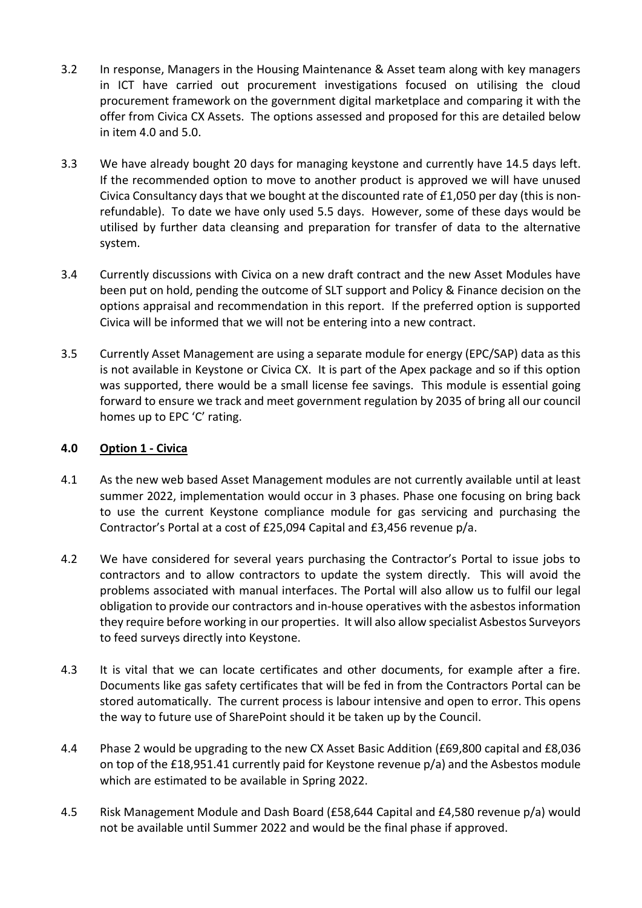3.2 In response, Managers in the Housing Maintenance & Asset team along with key managers in ICT have carried out procurement investigations focused on utilising the cloud procurement framework on the government digital marketplace and comparing it with the offer from Civica CX Assets. The options assessed and proposed for this are detailed below in item 4.0 and 5.0.

3.3 We have already bought 20 days for managing keystone and currently have 14.5 days left. If the recommended option to move to another product is approved we will have unused Civica Consultancy days that we bought at the discounted rate of £1,050 per day (this is non-refundable). To date we have only used 5.5 days. However, some of these days would be utilised by further data cleansing and preparation for transfer of data to the alternative system.

3.4 Currently discussions with Civica on a new draft contract and the new Asset Modules have been put on hold, pending the outcome of SLT support and Policy & Finance decision on the options appraisal and recommendation in this report. If the preferred option is supported Civica will be informed that we will not be entering into a new contract.

3.5 Currently Asset Management are using a separate module for energy (EPC/SAP) data as this is not available in Keystone or Civica CX. It is part of the Apex package and so if this option was supported, there would be a small license fee savings. This module is essential going forward to ensure we track and meet government regulation by 2035 of bring all our council homes up to EPC 'C' rating.

## 4.0 Option 1 - Civica

4.1 As the new web based Asset Management modules are not currently available until at least summer 2022, implementation would occur in 3 phases. Phase one focusing on bring back to use the current Keystone compliance module for gas servicing and purchasing the Contractor's Portal at a cost of £25,094 Capital and £3,456 revenue p/a.

4.2 We have considered for several years purchasing the Contractor's Portal to issue jobs to contractors and to allow contractors to update the system directly. This will avoid the problems associated with manual interfaces. The Portal will also allow us to fulfil our legal obligation to provide our contractors and in-house operatives with the asbestos information they require before working in our properties. It will also allow specialist Asbestos Surveyors to feed surveys directly into Keystone.

4.3 It is vital that we can locate certificates and other documents, for example after a fire. Documents like gas safety certificates that will be fed in from the Contractors Portal can be stored automatically. The current process is labour intensive and open to error. This opens the way to future use of SharePoint should it be taken up by the Council.

4.4 Phase 2 would be upgrading to the new CX Asset Basic Addition (£69,800 capital and £8,036 on top of the £18,951.41 currently paid for Keystone revenue p/a) and the Asbestos module which are estimated to be available in Spring 2022.

4.5 Risk Management Module and Dash Board (£58,644 Capital and £4,580 revenue p/a) would not be available until Summer 2022 and would be the final phase if approved.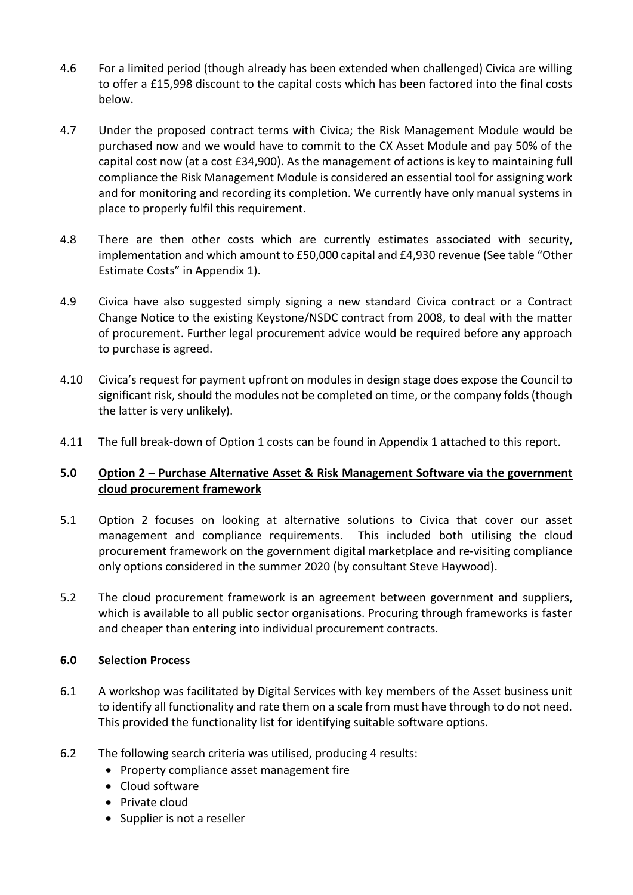4.6 For a limited period (though already has been extended when challenged) Civica are willing to offer a £15,998 discount to the capital costs which has been factored into the final costs below.

4.7 Under the proposed contract terms with Civica; the Risk Management Module would be purchased now and we would have to commit to the CX Asset Module and pay 50% of the capital cost now (at a cost £34,900). As the management of actions is key to maintaining full compliance the Risk Management Module is considered an essential tool for assigning work and for monitoring and recording its completion. We currently have only manual systems in place to properly fulfil this requirement.

4.8 There are then other costs which are currently estimates associated with security, implementation and which amount to £50,000 capital and £4,930 revenue (See table "Other Estimate Costs" in Appendix 1).

4.9 Civica have also suggested simply signing a new standard Civica contract or a Contract Change Notice to the existing Keystone/NSDC contract from 2008, to deal with the matter of procurement. Further legal procurement advice would be required before any approach to purchase is agreed.

4.10 Civica's request for payment upfront on modules in design stage does expose the Council to significant risk, should the modules not be completed on time, or the company folds (though the latter is very unlikely).

4.11 The full break-down of Option 1 costs can be found in Appendix 1 attached to this report.

## 5.0 <u>Option 2 – Purchase Alternative Asset & Risk Management Software via the government cloud procurement framework</u>

5.1 Option 2 focuses on looking at alternative solutions to Civica that cover our asset management and compliance requirements. This included both utilising the cloud procurement framework on the government digital marketplace and re-visiting compliance only options considered in the summer 2020 (by consultant Steve Haywood).

5.2 The cloud procurement framework is an agreement between government and suppliers, which is available to all public sector organisations. Procuring through frameworks is faster and cheaper than entering into individual procurement contracts.

## 6.0 <u>Selection Process</u>

6.1 A workshop was facilitated by Digital Services with key members of the Asset business unit to identify all functionality and rate them on a scale from must have through to do not need. This provided the functionality list for identifying suitable software options.

6.2 The following search criteria was utilised, producing 4 results:

- Property compliance asset management fire
- Cloud software
- Private cloud
- Supplier is not a reseller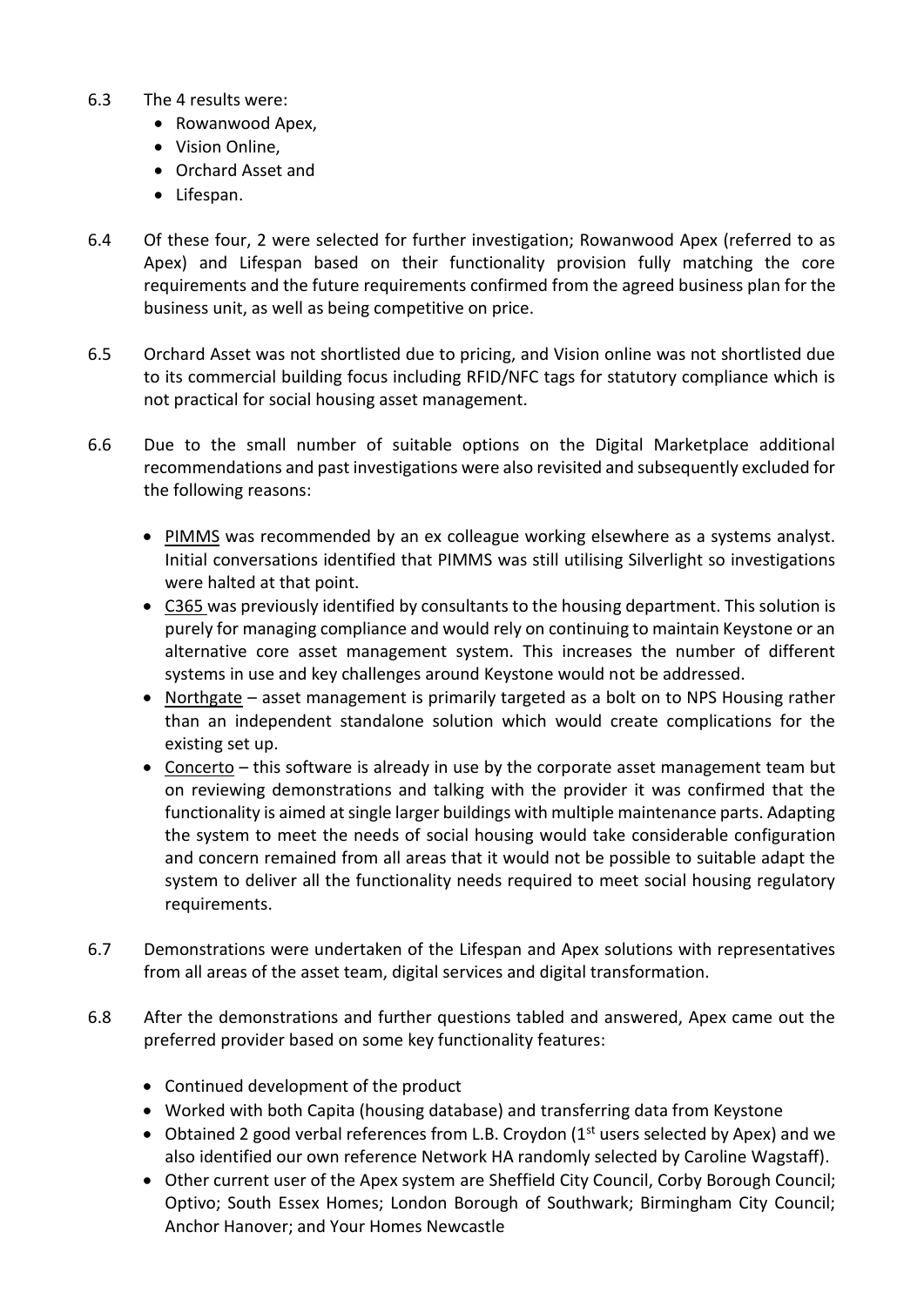6.3 The 4 results were:

- Rowanwood Apex,
- Vision Online,
- Orchard Asset and
- Lifespan.

6.4 Of these four, 2 were selected for further investigation; Rowanwood Apex (referred to as Apex) and Lifespan based on their functionality provision fully matching the core requirements and the future requirements confirmed from the agreed business plan for the business unit, as well as being competitive on price.

6.5 Orchard Asset was not shortlisted due to pricing, and Vision online was not shortlisted due to its commercial building focus including RFID/NFC tags for statutory compliance which is not practical for social housing asset management.

6.6 Due to the small number of suitable options on the Digital Marketplace additional recommendations and past investigations were also revisited and subsequently excluded for the following reasons:

- PIMMS was recommended by an ex colleague working elsewhere as a systems analyst. Initial conversations identified that PIMMS was still utilising Silverlight so investigations were halted at that point.
- C365 was previously identified by consultants to the housing department. This solution is purely for managing compliance and would rely on continuing to maintain Keystone or an alternative core asset management system. This increases the number of different systems in use and key challenges around Keystone would not be addressed.
- Northgate – asset management is primarily targeted as a bolt on to NPS Housing rather than an independent standalone solution which would create complications for the existing set up.
- Concerto – this software is already in use by the corporate asset management team but on reviewing demonstrations and talking with the provider it was confirmed that the functionality is aimed at single larger buildings with multiple maintenance parts. Adapting the system to meet the needs of social housing would take considerable configuration and concern remained from all areas that it would not be possible to suitable adapt the system to deliver all the functionality needs required to meet social housing regulatory requirements.

6.7 Demonstrations were undertaken of the Lifespan and Apex solutions with representatives from all areas of the asset team, digital services and digital transformation.

6.8 After the demonstrations and further questions tabled and answered, Apex came out the preferred provider based on some key functionality features:

- Continued development of the product
- Worked with both Capita (housing database) and transferring data from Keystone
- Obtained 2 good verbal references from L.B. Croydon (1st users selected by Apex) and we also identified our own reference Network HA randomly selected by Caroline Wagstaff).
- Other current user of the Apex system are Sheffield City Council, Corby Borough Council; Optivo; South Essex Homes; London Borough of Southwark; Birmingham City Council; Anchor Hanover; and Your Homes Newcastle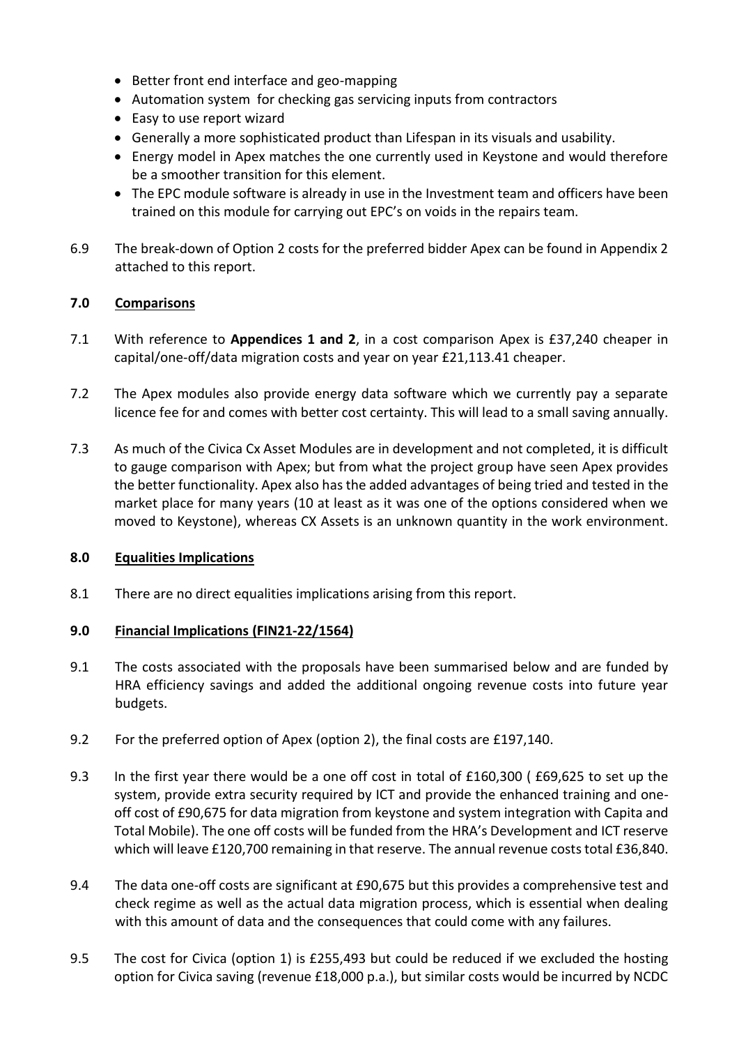- Better front end interface and geo-mapping
- Automation system for checking gas servicing inputs from contractors
- Easy to use report wizard
- Generally a more sophisticated product than Lifespan in its visuals and usability.
- Energy model in Apex matches the one currently used in Keystone and would therefore be a smoother transition for this element.
- The EPC module software is already in use in the Investment team and officers have been trained on this module for carrying out EPC's on voids in the repairs team.

6.9 The break-down of Option 2 costs for the preferred bidder Apex can be found in Appendix 2 attached to this report.

## 7.0 Comparisons

7.1 With reference to **Appendices 1 and 2**, in a cost comparison Apex is £37,240 cheaper in capital/one-off/data migration costs and year on year £21,113.41 cheaper.

7.2 The Apex modules also provide energy data software which we currently pay a separate licence fee for and comes with better cost certainty. This will lead to a small saving annually.

7.3 As much of the Civica Cx Asset Modules are in development and not completed, it is difficult to gauge comparison with Apex; but from what the project group have seen Apex provides the better functionality. Apex also has the added advantages of being tried and tested in the market place for many years (10 at least as it was one of the options considered when we moved to Keystone), whereas CX Assets is an unknown quantity in the work environment.

## 8.0 Equalities Implications

8.1 There are no direct equalities implications arising from this report.

## 9.0 Financial Implications (FIN21-22/1564)

9.1 The costs associated with the proposals have been summarised below and are funded by HRA efficiency savings and added the additional ongoing revenue costs into future year budgets.

9.2 For the preferred option of Apex (option 2), the final costs are £197,140.

9.3 In the first year there would be a one off cost in total of £160,300 ( £69,625 to set up the system, provide extra security required by ICT and provide the enhanced training and one-off cost of £90,675 for data migration from keystone and system integration with Capita and Total Mobile). The one off costs will be funded from the HRA's Development and ICT reserve which will leave £120,700 remaining in that reserve. The annual revenue costs total £36,840.

9.4 The data one-off costs are significant at £90,675 but this provides a comprehensive test and check regime as well as the actual data migration process, which is essential when dealing with this amount of data and the consequences that could come with any failures.

9.5 The cost for Civica (option 1) is £255,493 but could be reduced if we excluded the hosting option for Civica saving (revenue £18,000 p.a.), but similar costs would be incurred by NCDC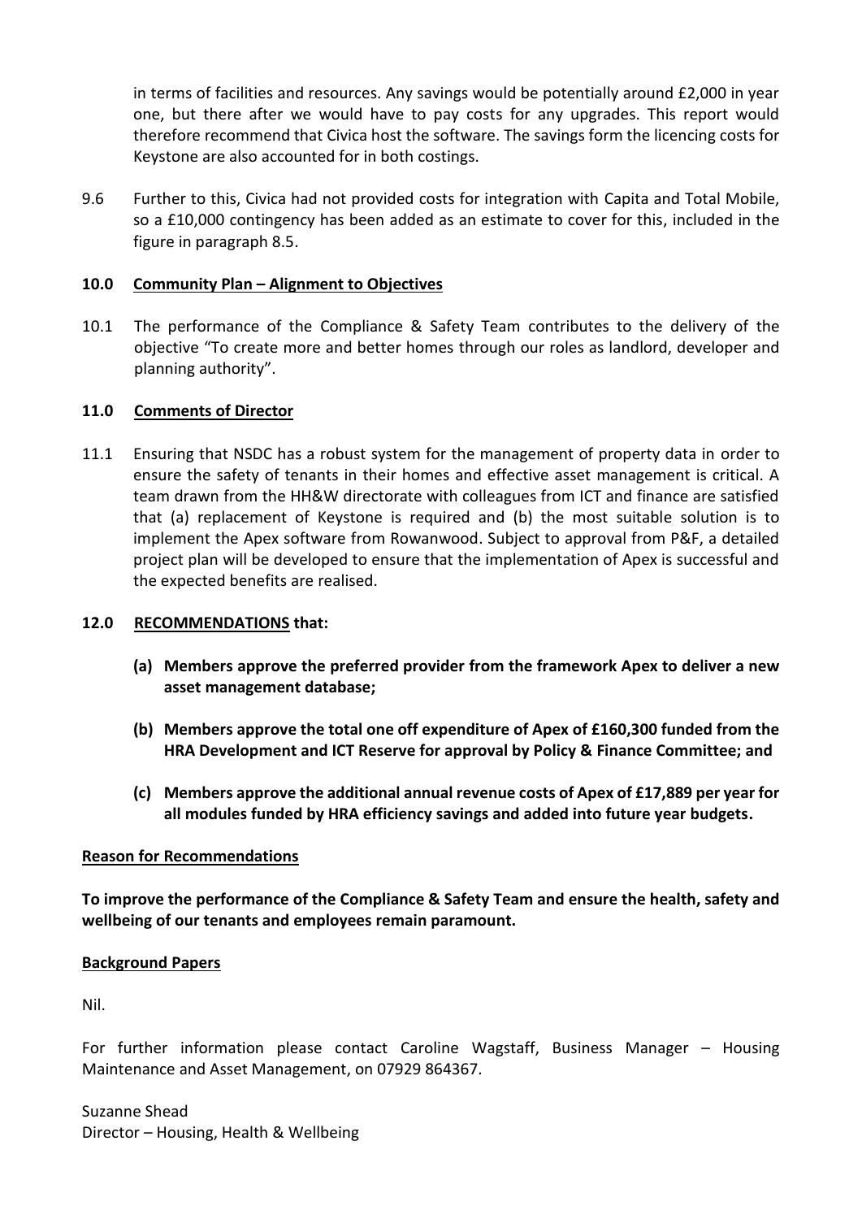in terms of facilities and resources. Any savings would be potentially around £2,000 in year one, but there after we would have to pay costs for any upgrades. This report would therefore recommend that Civica host the software. The savings form the licencing costs for Keystone are also accounted for in both costings.

9.6 Further to this, Civica had not provided costs for integration with Capita and Total Mobile, so a £10,000 contingency has been added as an estimate to cover for this, included in the figure in paragraph 8.5.

## 10.0 Community Plan – Alignment to Objectives

10.1 The performance of the Compliance & Safety Team contributes to the delivery of the objective "To create more and better homes through our roles as landlord, developer and planning authority".

## 11.0 Comments of Director

11.1 Ensuring that NSDC has a robust system for the management of property data in order to ensure the safety of tenants in their homes and effective asset management is critical. A team drawn from the HH&W directorate with colleagues from ICT and finance are satisfied that (a) replacement of Keystone is required and (b) the most suitable solution is to implement the Apex software from Rowanwood. Subject to approval from P&F, a detailed project plan will be developed to ensure that the implementation of Apex is successful and the expected benefits are realised.

## 12.0 RECOMMENDATIONS that:

**(a) Members approve the preferred provider from the framework Apex to deliver a new asset management database;**

**(b) Members approve the total one off expenditure of Apex of £160,300 funded from the HRA Development and ICT Reserve for approval by Policy & Finance Committee; and**

**(c) Members approve the additional annual revenue costs of Apex of £17,889 per year for all modules funded by HRA efficiency savings and added into future year budgets.**

## Reason for Recommendations

**To improve the performance of the Compliance & Safety Team and ensure the health, safety and wellbeing of our tenants and employees remain paramount.**

## Background Papers

Nil.

For further information please contact Caroline Wagstaff, Business Manager – Housing Maintenance and Asset Management, on 07929 864367.

Suzanne Shead
Director – Housing, Health & Wellbeing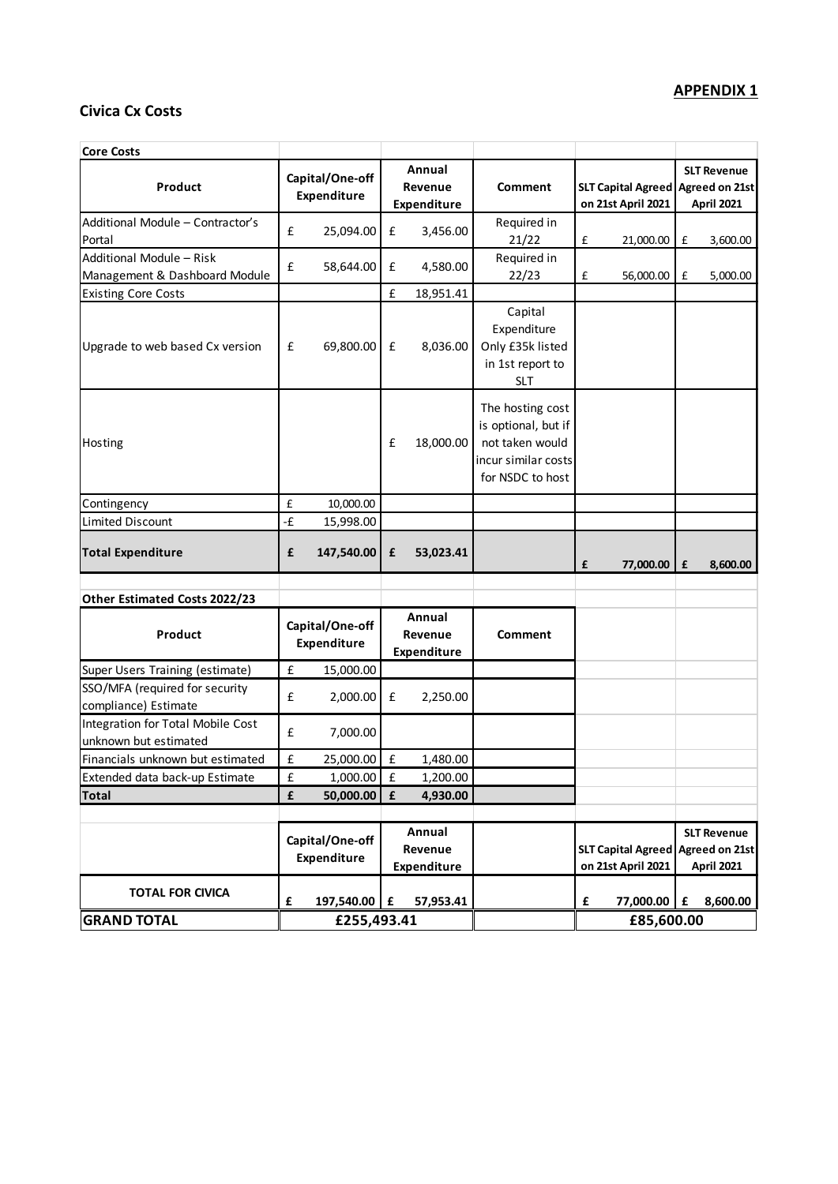**APPENDIX 1**

## Civica Cx Costs

| Core Costs | | | | | |
|---|---|---|---|---|---|
| **Product** | **Capital/One-off Expenditure** | **Annual Revenue Expenditure** | **Comment** | **SLT Capital Agreed on 21st April 2021** | **SLT Revenue Agreed on 21st April 2021** |
| Additional Module – Contractor's Portal | £ 25,094.00 | £ 3,456.00 | Required in 21/22 | £ 21,000.00 | £ 3,600.00 |
| Additional Module – Risk Management & Dashboard Module | £ 58,644.00 | £ 4,580.00 | Required in 22/23 | £ 56,000.00 | £ 5,000.00 |
| Existing Core Costs | | £ 18,951.41 | | | |
| Upgrade to web based Cx version | £ 69,800.00 | £ 8,036.00 | Capital Expenditure Only £35k listed in 1st report to SLT | | |
| Hosting | | £ 18,000.00 | The hosting cost is optional, but if not taken would incur similar costs for NSDC to host | | |
| Contingency | £ 10,000.00 | | | | |
| Limited Discount | -£ 15,998.00 | | | | |
| **Total Expenditure** | **£ 147,540.00** | **£ 53,023.41** | | **£ 77,000.00** | **£ 8,600.00** |

| Other Estimated Costs 2022/23 | | | |
|---|---|---|---|
| **Product** | **Capital/One-off Expenditure** | **Annual Revenue Expenditure** | **Comment** |
| Super Users Training (estimate) | £ 15,000.00 | | |
| SSO/MFA (required for security compliance) Estimate | £ 2,000.00 | £ 2,250.00 | |
| Integration for Total Mobile Cost unknown but estimated | £ 7,000.00 | | |
| Financials unknown but estimated | £ 25,000.00 | £ 1,480.00 | |
| Extended data back-up Estimate | £ 1,000.00 | £ 1,200.00 | |
| **Total** | **£ 50,000.00** | **£ 4,930.00** | |

| | **Capital/One-off Expenditure** | **Annual Revenue Expenditure** | | **SLT Capital Agreed on 21st April 2021** | **SLT Revenue Agreed on 21st April 2021** |
|---|---|---|---|---|---|
| **TOTAL FOR CIVICA** | **£ 197,540.00** | **£ 57,953.41** | | **£ 77,000.00** | **£ 8,600.00** |
| **GRAND TOTAL** | **£255,493.41** | | | **£85,600.00** | |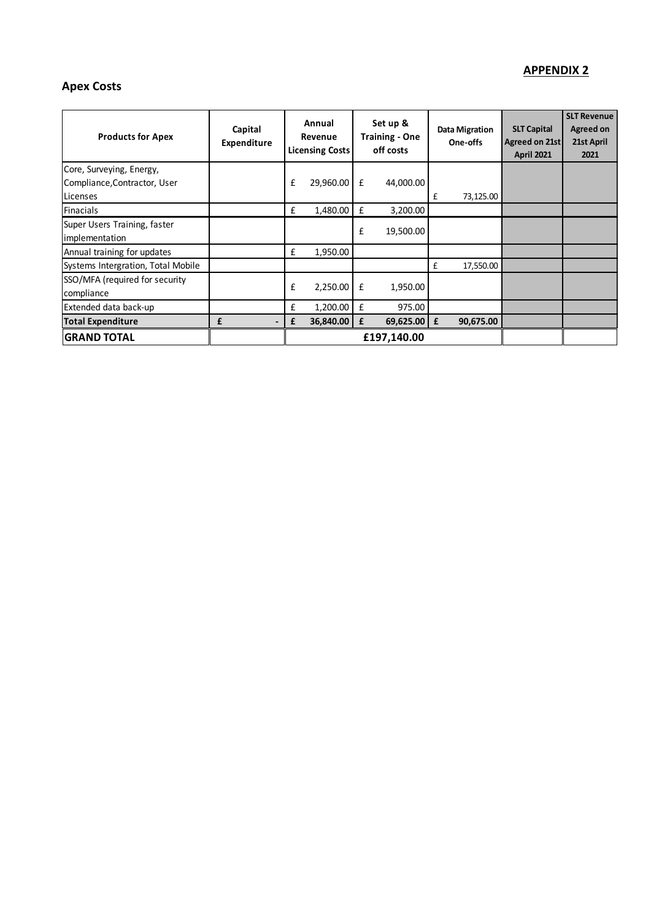**APPENDIX 2**

## Apex Costs

| Products for Apex | Capital Expenditure | Annual Revenue Licensing Costs | Set up & Training - One off costs | Data Migration One-offs | SLT Capital Agreed on 21st April 2021 | SLT Revenue Agreed on 21st April 2021 |
|---|---|---|---|---|---|---|
| Core, Surveying, Energy, Compliance,Contractor, User Licenses | | £ 29,960.00 | £ 44,000.00 | £ 73,125.00 | | |
| Finacials | | £ 1,480.00 | £ 3,200.00 | | | |
| Super Users Training, faster implementation | | | £ 19,500.00 | | | |
| Annual training for updates | | £ 1,950.00 | | | | |
| Systems Intergration, Total Mobile | | | | £ 17,550.00 | | |
| SSO/MFA (required for security compliance | | £ 2,250.00 | £ 1,950.00 | | | |
| Extended data back-up | | £ 1,200.00 | £ 975.00 | | | |
| **Total Expenditure** | **£ -** | **£ 36,840.00** | **£ 69,625.00** | **£ 90,675.00** | | |
| **GRAND TOTAL** | | **£197,140.00** | | | | |